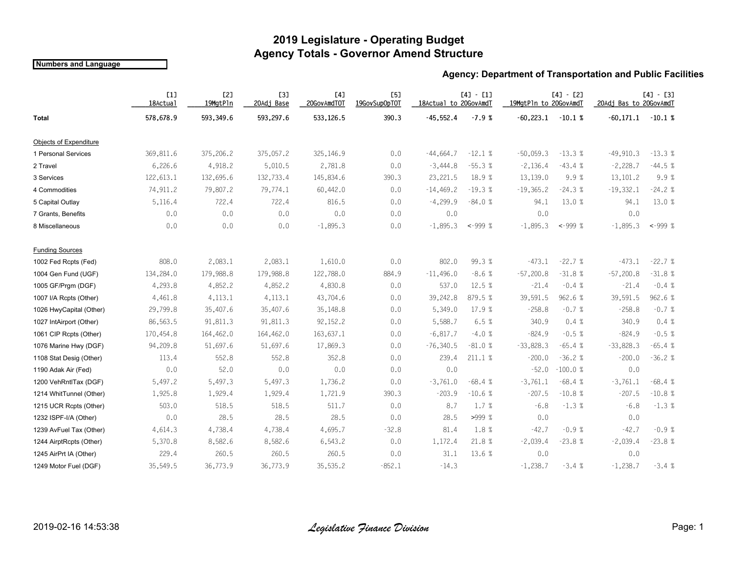# 2019 Legislature - Operating Budget
# Agency Totals - Governor Amend Structure

**Numbers and Language**

### Agency: Department of Transportation and Public Facilities

| | [1] 18Actual | [2] 19MgtPln | [3] 20Adj Base | [4] 20GovAmdTOT | [5] 19GovSupOpTOT | [4] - [1] 18Actual to 20GovAmdT | | [4] - [2] 19MgtPln to 20GovAmdT | | [4] - [3] 20Adj Bas to 20GovAmdT | |
|---|---|---|---|---|---|---|---|---|---|---|---|
| **Total** | **578,678.9** | **593,349.6** | **593,297.6** | **533,126.5** | **390.3** | **-45,552.4** | **-7.9 %** | **-60,223.1** | **-10.1 %** | **-60,171.1** | **-10.1 %** |
| Objects of Expenditure | | | | | | | | | | | |
| 1 Personal Services | 369,811.6 | 375,206.2 | 375,057.2 | 325,146.9 | 0.0 | -44,664.7 | -12.1 % | -50,059.3 | -13.3 % | -49,910.3 | -13.3 % |
| 2 Travel | 6,226.6 | 4,918.2 | 5,010.5 | 2,781.8 | 0.0 | -3,444.8 | -55.3 % | -2,136.4 | -43.4 % | -2,228.7 | -44.5 % |
| 3 Services | 122,613.1 | 132,695.6 | 132,733.4 | 145,834.6 | 390.3 | 23,221.5 | 18.9 % | 13,139.0 | 9.9 % | 13,101.2 | 9.9 % |
| 4 Commodities | 74,911.2 | 79,807.2 | 79,774.1 | 60,442.0 | 0.0 | -14,469.2 | -19.3 % | -19,365.2 | -24.3 % | -19,332.1 | -24.2 % |
| 5 Capital Outlay | 5,116.4 | 722.4 | 722.4 | 816.5 | 0.0 | -4,299.9 | -84.0 % | 94.1 | 13.0 % | 94.1 | 13.0 % |
| 7 Grants, Benefits | 0.0 | 0.0 | 0.0 | 0.0 | 0.0 | 0.0 | | 0.0 | | 0.0 | |
| 8 Miscellaneous | 0.0 | 0.0 | 0.0 | -1,895.3 | 0.0 | -1,895.3 | <-999 % | -1,895.3 | <-999 % | -1,895.3 | <-999 % |
| Funding Sources | | | | | | | | | | | |
| 1002 Fed Rcpts (Fed) | 808.0 | 2,083.1 | 2,083.1 | 1,610.0 | 0.0 | 802.0 | 99.3 % | -473.1 | -22.7 % | -473.1 | -22.7 % |
| 1004 Gen Fund (UGF) | 134,284.0 | 179,988.8 | 179,988.8 | 122,788.0 | 884.9 | -11,496.0 | -8.6 % | -57,200.8 | -31.8 % | -57,200.8 | -31.8 % |
| 1005 GF/Prgm (DGF) | 4,293.8 | 4,852.2 | 4,852.2 | 4,830.8 | 0.0 | 537.0 | 12.5 % | -21.4 | -0.4 % | -21.4 | -0.4 % |
| 1007 I/A Rcpts (Other) | 4,461.8 | 4,113.1 | 4,113.1 | 43,704.6 | 0.0 | 39,242.8 | 879.5 % | 39,591.5 | 962.6 % | 39,591.5 | 962.6 % |
| 1026 HwyCapital (Other) | 29,799.8 | 35,407.6 | 35,407.6 | 35,148.8 | 0.0 | 5,349.0 | 17.9 % | -258.8 | -0.7 % | -258.8 | -0.7 % |
| 1027 IntAirport (Other) | 86,563.5 | 91,811.3 | 91,811.3 | 92,152.2 | 0.0 | 5,588.7 | 6.5 % | 340.9 | 0.4 % | 340.9 | 0.4 % |
| 1061 CIP Rcpts (Other) | 170,454.8 | 164,462.0 | 164,462.0 | 163,637.1 | 0.0 | -6,817.7 | -4.0 % | -824.9 | -0.5 % | -824.9 | -0.5 % |
| 1076 Marine Hwy (DGF) | 94,209.8 | 51,697.6 | 51,697.6 | 17,869.3 | 0.0 | -76,340.5 | -81.0 % | -33,828.3 | -65.4 % | -33,828.3 | -65.4 % |
| 1108 Stat Desig (Other) | 113.4 | 552.8 | 552.8 | 352.8 | 0.0 | 239.4 | 211.1 % | -200.0 | -36.2 % | -200.0 | -36.2 % |
| 1190 Adak Air (Fed) | 0.0 | 52.0 | 0.0 | 0.0 | 0.0 | 0.0 | | -52.0 | -100.0 % | 0.0 | |
| 1200 VehRntlTax (DGF) | 5,497.2 | 5,497.3 | 5,497.3 | 1,736.2 | 0.0 | -3,761.0 | -68.4 % | -3,761.1 | -68.4 % | -3,761.1 | -68.4 % |
| 1214 WhitTunnel (Other) | 1,925.8 | 1,929.4 | 1,929.4 | 1,721.9 | 390.3 | -203.9 | -10.6 % | -207.5 | -10.8 % | -207.5 | -10.8 % |
| 1215 UCR Rcpts (Other) | 503.0 | 518.5 | 518.5 | 511.7 | 0.0 | 8.7 | 1.7 % | -6.8 | -1.3 % | -6.8 | -1.3 % |
| 1232 ISPF-I/A (Other) | 0.0 | 28.5 | 28.5 | 28.5 | 0.0 | 28.5 | >999 % | 0.0 | | 0.0 | |
| 1239 AvFuel Tax (Other) | 4,614.3 | 4,738.4 | 4,738.4 | 4,695.7 | -32.8 | 81.4 | 1.8 % | -42.7 | -0.9 % | -42.7 | -0.9 % |
| 1244 AirptRcpts (Other) | 5,370.8 | 8,582.6 | 8,582.6 | 6,543.2 | 0.0 | 1,172.4 | 21.8 % | -2,039.4 | -23.8 % | -2,039.4 | -23.8 % |
| 1245 AirPrt IA (Other) | 229.4 | 260.5 | 260.5 | 260.5 | 0.0 | 31.1 | 13.6 % | 0.0 | | 0.0 | |
| 1249 Motor Fuel (DGF) | 35,549.5 | 36,773.9 | 36,773.9 | 35,535.2 | -852.1 | -14.3 | | -1,238.7 | -3.4 % | -1,238.7 | -3.4 % |

2019-02-16 14:53:38

*Legislative Finance Division*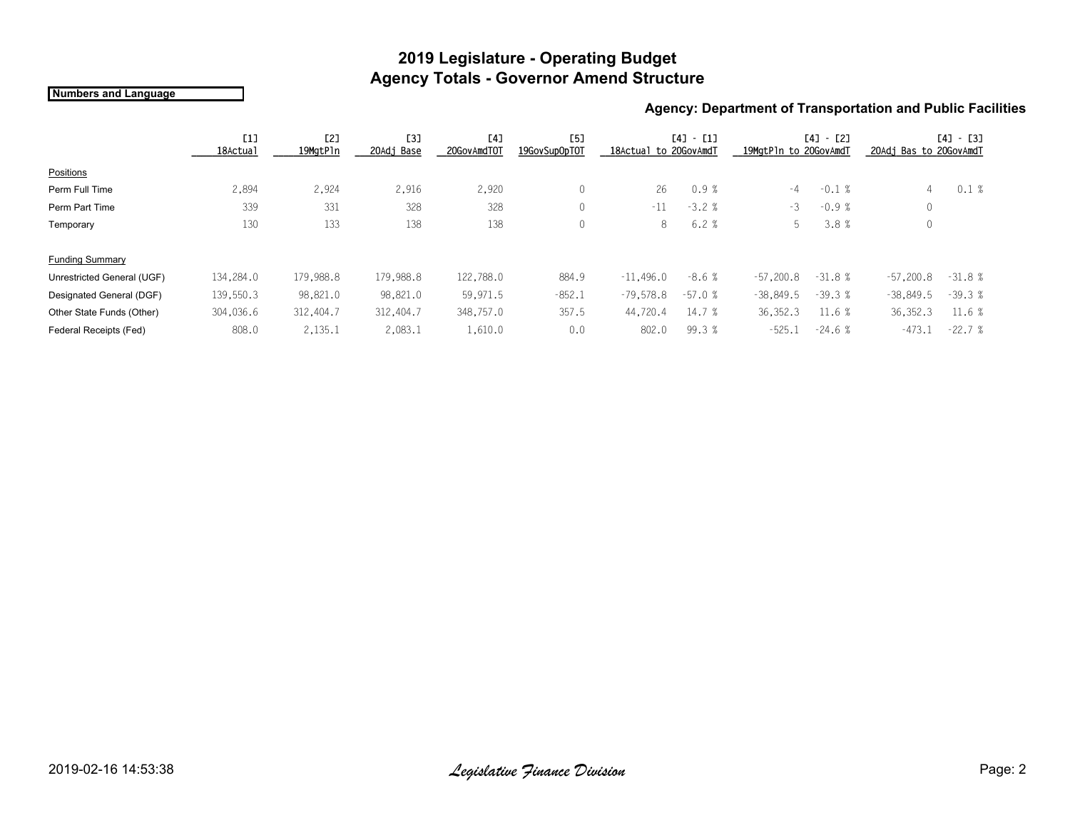# 2019 Legislature - Operating Budget
## Agency Totals - Governor Amend Structure

**Numbers and Language**

### Agency: Department of Transportation and Public Facilities

| | [1] 18Actual | [2] 19MgtPln | [3] 20Adj Base | [4] 20GovAmdTOT | [5] 19GovSupOpTOT | [4] - [1] 18Actual to 20GovAmdT | | [4] - [2] 19MgtPln to 20GovAmdT | | [4] - [3] 20Adj Bas to 20GovAmdT | |
|---|---|---|---|---|---|---|---|---|---|---|---|
| Positions | | | | | | | | | | | |
| Perm Full Time | 2,894 | 2,924 | 2,916 | 2,920 | 0 | 26 | 0.9 % | -4 | -0.1 % | 4 | 0.1 % |
| Perm Part Time | 339 | 331 | 328 | 328 | 0 | -11 | -3.2 % | -3 | -0.9 % | 0 | |
| Temporary | 130 | 133 | 138 | 138 | 0 | 8 | 6.2 % | 5 | 3.8 % | 0 | |
| Funding Summary | | | | | | | | | | | |
| Unrestricted General (UGF) | 134,284.0 | 179,988.8 | 179,988.8 | 122,788.0 | 884.9 | -11,496.0 | -8.6 % | -57,200.8 | -31.8 % | -57,200.8 | -31.8 % |
| Designated General (DGF) | 139,550.3 | 98,821.0 | 98,821.0 | 59,971.5 | -852.1 | -79,578.8 | -57.0 % | -38,849.5 | -39.3 % | -38,849.5 | -39.3 % |
| Other State Funds (Other) | 304,036.6 | 312,404.7 | 312,404.7 | 348,757.0 | 357.5 | 44,720.4 | 14.7 % | 36,352.3 | 11.6 % | 36,352.3 | 11.6 % |
| Federal Receipts (Fed) | 808.0 | 2,135.1 | 2,083.1 | 1,610.0 | 0.0 | 802.0 | 99.3 % | -525.1 | -24.6 % | -473.1 | -22.7 % |

2019-02-16 14:53:38

*Legislative Finance Division*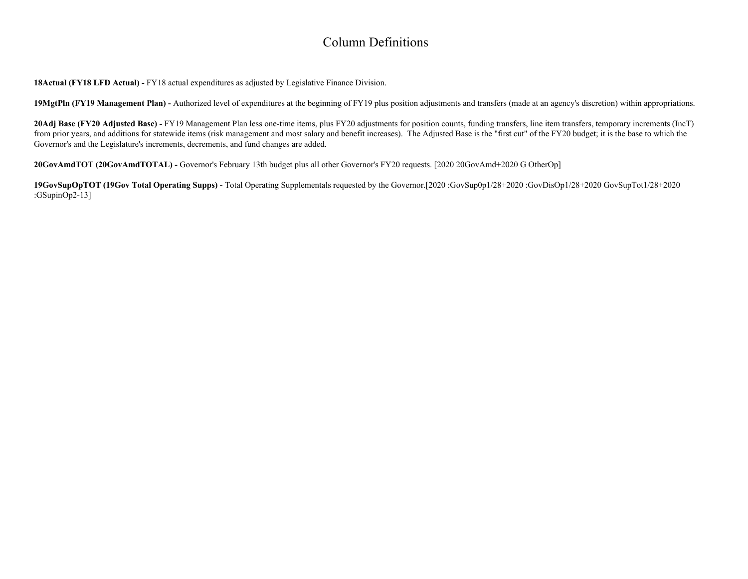# Column Definitions

**18Actual (FY18 LFD Actual) -** FY18 actual expenditures as adjusted by Legislative Finance Division.

**19MgtPln (FY19 Management Plan) -** Authorized level of expenditures at the beginning of FY19 plus position adjustments and transfers (made at an agency's discretion) within appropriations.

**20Adj Base (FY20 Adjusted Base) -** FY19 Management Plan less one-time items, plus FY20 adjustments for position counts, funding transfers, line item transfers, temporary increments (IncT) from prior years, and additions for statewide items (risk management and most salary and benefit increases). The Adjusted Base is the "first cut" of the FY20 budget; it is the base to which the Governor's and the Legislature's increments, decrements, and fund changes are added.

**20GovAmdTOT (20GovAmdTOTAL) -** Governor's February 13th budget plus all other Governor's FY20 requests. [2020 20GovAmd+2020 G OtherOp]

**19GovSupOpTOT (19Gov Total Operating Supps) -** Total Operating Supplementals requested by the Governor.[2020 :GovSup0p1/28+2020 :GovDisOp1/28+2020 GovSupTot1/28+2020 :GSupinOp2-13]